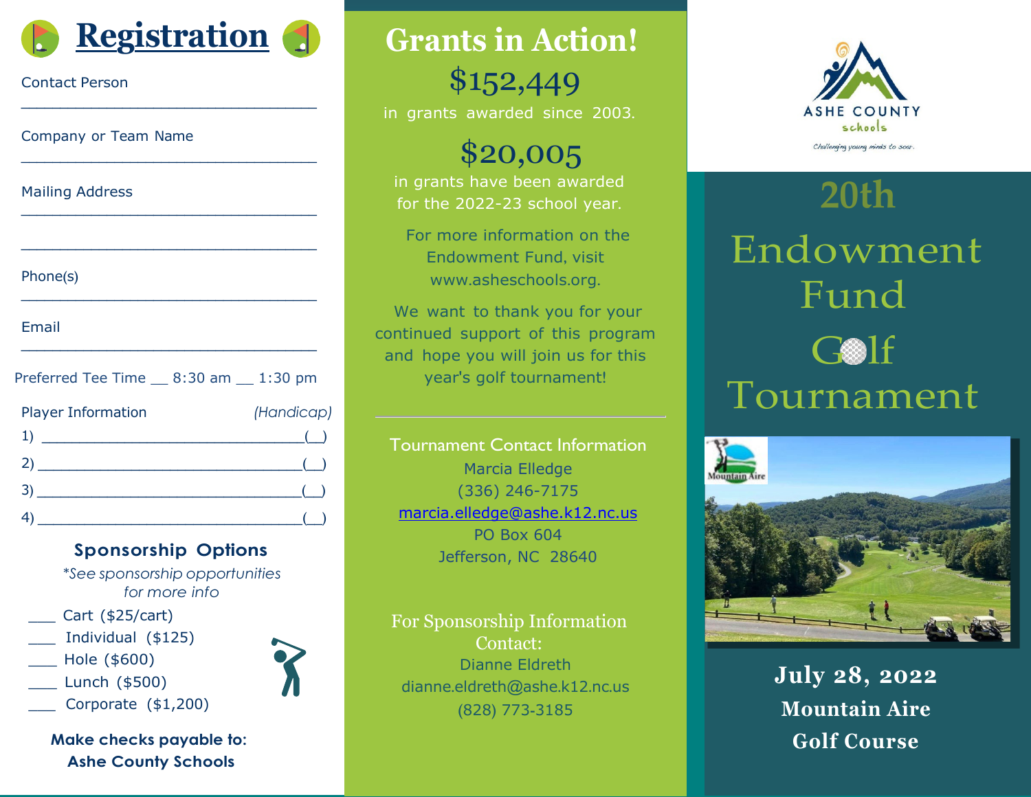# Registration

Contact Person

\_\_\_\_\_\_\_\_\_\_\_\_\_\_\_\_\_\_\_\_\_\_\_\_\_\_\_\_\_\_\_\_\_\_

Company or Team Name

\_\_\_\_\_\_\_\_\_\_\_\_\_\_\_\_\_\_\_\_\_\_\_\_\_\_\_\_\_\_\_\_\_\_

Mailing Address

\_\_\_\_\_\_\_\_\_\_\_\_\_\_\_\_\_\_\_\_\_\_\_\_\_\_\_\_\_\_\_\_\_\_

\_\_\_\_\_\_\_\_\_\_\_\_\_\_\_\_\_\_\_\_\_\_\_\_\_\_\_\_\_\_\_\_\_\_

Phone(s)

\_\_\_\_\_\_\_\_\_\_\_\_\_\_\_\_\_\_\_\_\_\_\_\_\_\_\_\_\_\_\_\_\_\_

Email

\_\_\_\_\_\_\_\_\_\_\_\_\_\_\_\_\_\_\_\_\_\_\_\_\_\_\_\_\_\_\_\_\_\_

Preferred Tee Time \_\_ 8:30 am \_\_ 1:30 pm

Player Information *(Handicap)*

1) \_\_\_\_\_\_\_\_\_\_\_\_\_\_\_\_\_\_\_\_\_\_\_\_\_\_\_\_\_\_(\_\_)

2) \_\_\_\_\_\_\_\_\_\_\_\_\_\_\_\_\_\_\_\_\_\_\_\_\_\_\_\_\_\_(\_\_)

3) \_\_\_\_\_\_\_\_\_\_\_\_\_\_\_\_\_\_\_\_\_\_\_\_\_\_\_\_\_\_(\_\_)

4) \_\_\_\_\_\_\_\_\_\_\_\_\_\_\_\_\_\_\_\_\_\_\_\_\_\_\_\_\_\_(\_\_)

## Sponsorship Options

*\*See sponsorship opportunities for more info*

\_\_\_ Cart ($25/cart)

\_\_\_ Individual ($125)

\_\_\_ Hole ($600)

\_\_\_ Lunch ($500)

\_\_\_ Corporate ($1,200)

**Make checks payable to: Ashe County Schools**

# Grants in Action!

**$152,449**

in grants awarded since 2003.

**$20,005**

in grants have been awarded for the 2022-23 school year.

For more information on the Endowment Fund, visit www.asheschools.org.

We want to thank you for your continued support of this program and hope you will join us for this year's golf tournament!

---

Tournament Contact Information

Marcia Elledge

(336) 246-7175

marcia.elledge@ashe.k12.nc.us

PO Box 604

Jefferson, NC 28640

For Sponsorship Information Contact:

Dianne Eldreth

dianne.eldreth@ashe.k12.nc.us

(828) 773-3185

ASHE COUNTY schools

*Challenging young minds to soar.*

# 20th Endowment Fund Golf Tournament

**July 28, 2022**

**Mountain Aire Golf Course**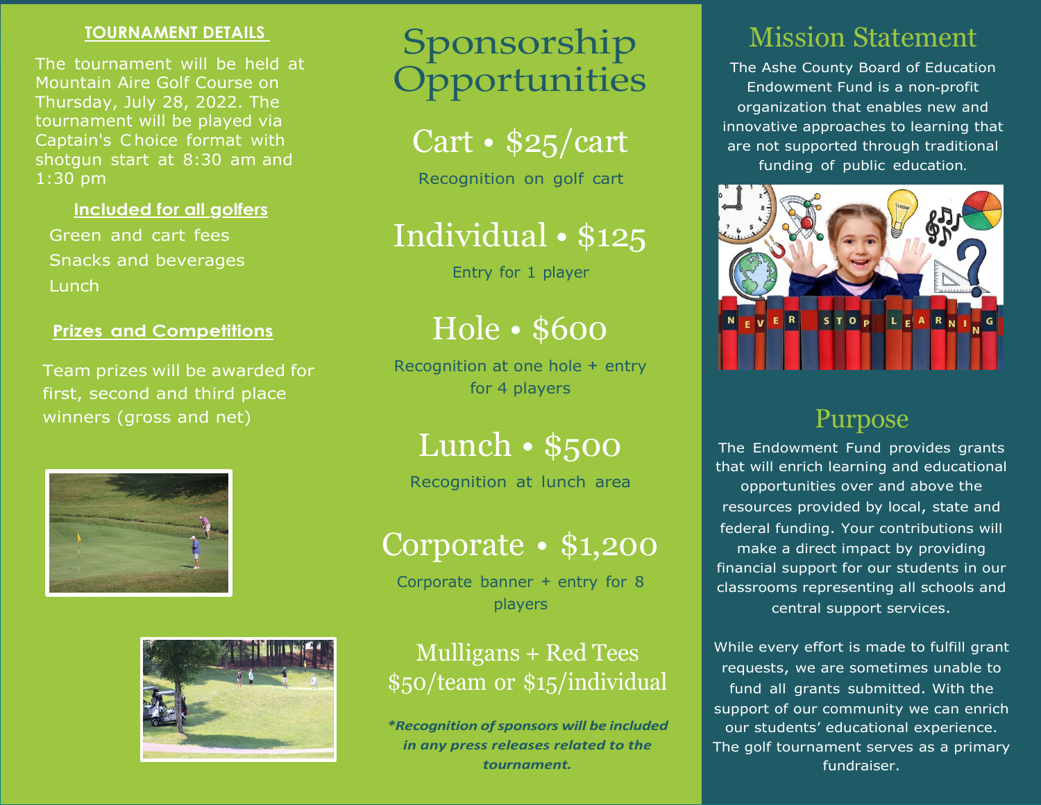## TOURNAMENT DETAILS

The tournament will be held at Mountain Aire Golf Course on Thursday, July 28, 2022. The tournament will be played via Captain's Choice format with shotgun start at 8:30 am and 1:30 pm

### Included for all golfers

- Green and cart fees
- Snacks and beverages
- Lunch

### Prizes and Competitions

Team prizes will be awarded for first, second and third place winners (gross and net)

# Sponsorship Opportunities

## Cart • $25/cart

Recognition on golf cart

## Individual • $125

Entry for 1 player

## Hole • $600

Recognition at one hole + entry for 4 players

## Lunch • $500

Recognition at lunch area

## Corporate • $1,200

Corporate banner + entry for 8 players

## Mulligans + Red Tees $50/team or $15/individual

***Recognition of sponsors will be included in any press releases related to the tournament.***

# Mission Statement

The Ashe County Board of Education Endowment Fund is a non-profit organization that enables new and innovative approaches to learning that are not supported through traditional funding of public education.

# Purpose

The Endowment Fund provides grants that will enrich learning and educational opportunities over and above the resources provided by local, state and federal funding. Your contributions will make a direct impact by providing financial support for our students in our classrooms representing all schools and central support services.

While every effort is made to fulfill grant requests, we are sometimes unable to fund all grants submitted. With the support of our community we can enrich our students' educational experience. The golf tournament serves as a primary fundraiser.